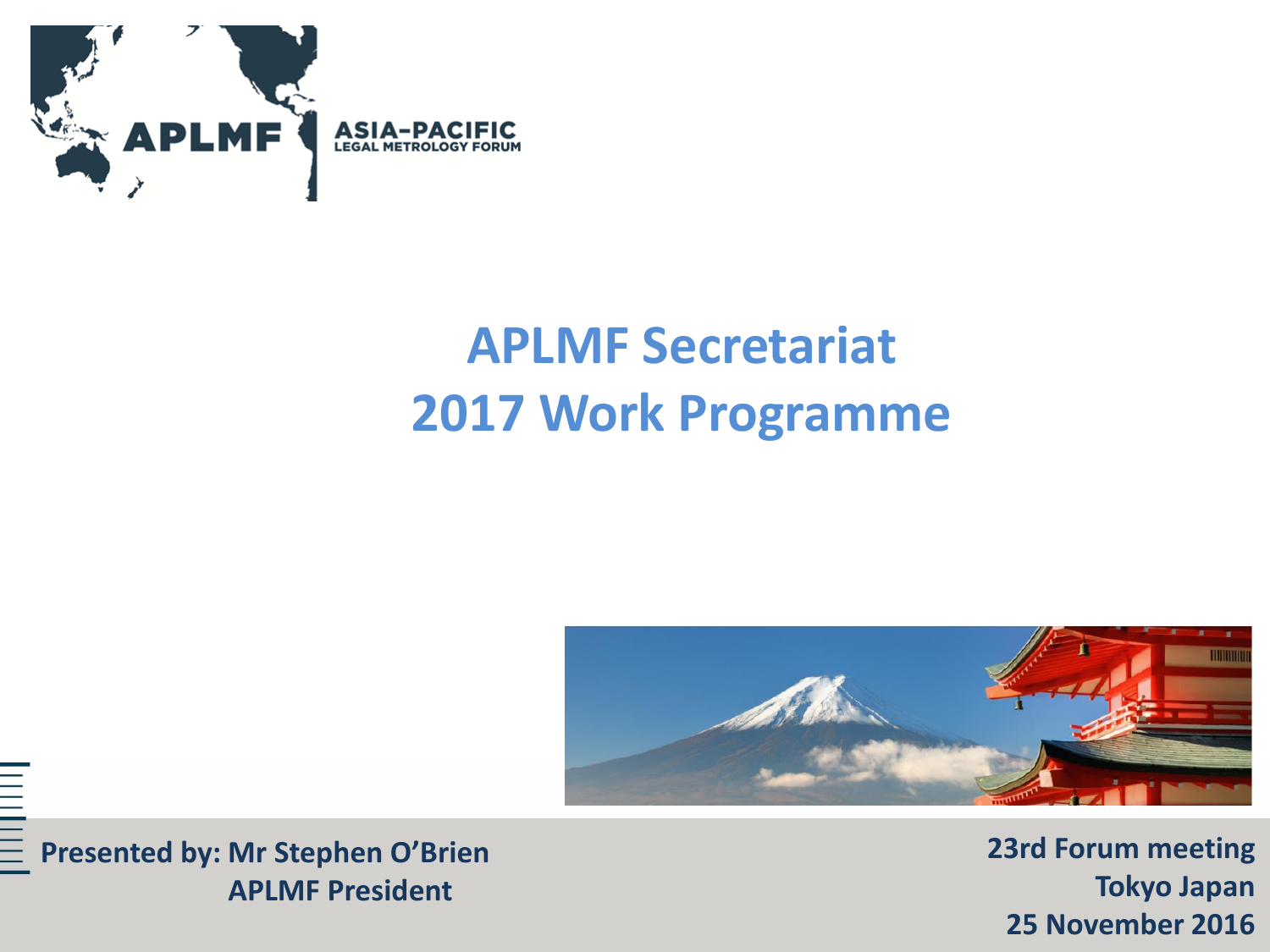APLMF ASIA-PACIFIC LEGAL METROLOGY FORUM

# APLMF Secretariat
# 2017 Work Programme

**Presented by: Mr Stephen O'Brien**
**APLMF President**

**23rd Forum meeting**
**Tokyo Japan**
**25 November 2016**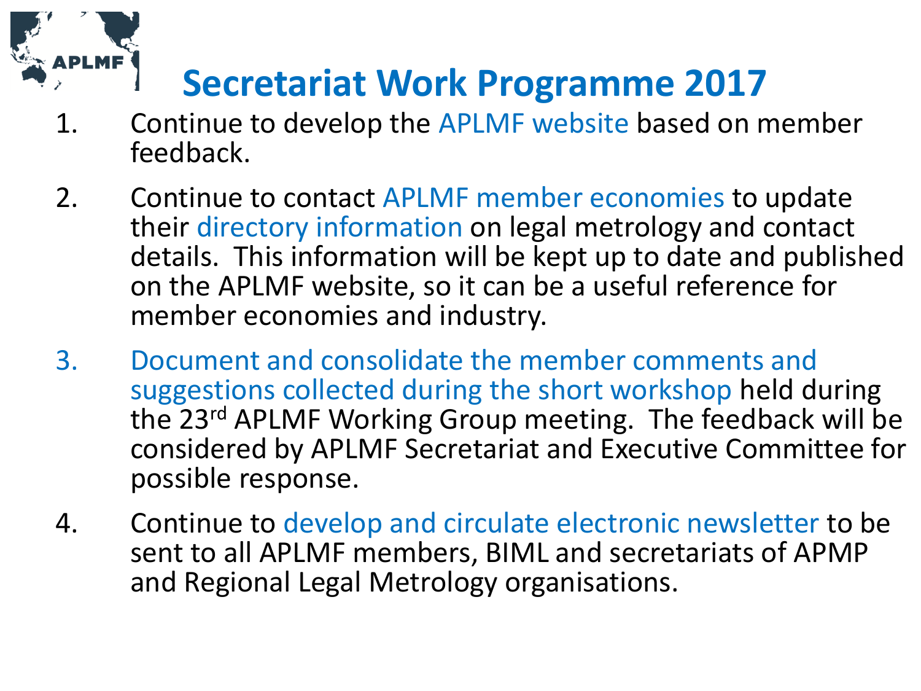# Secretariat Work Programme 2017

1. Continue to develop the APLMF website based on member feedback.

2. Continue to contact APLMF member economies to update their directory information on legal metrology and contact details. This information will be kept up to date and published on the APLMF website, so it can be a useful reference for member economies and industry.

3. Document and consolidate the member comments and suggestions collected during the short workshop held during the 23rd APLMF Working Group meeting. The feedback will be considered by APLMF Secretariat and Executive Committee for possible response.

4. Continue to develop and circulate electronic newsletter to be sent to all APLMF members, BIML and secretariats of APMP and Regional Legal Metrology organisations.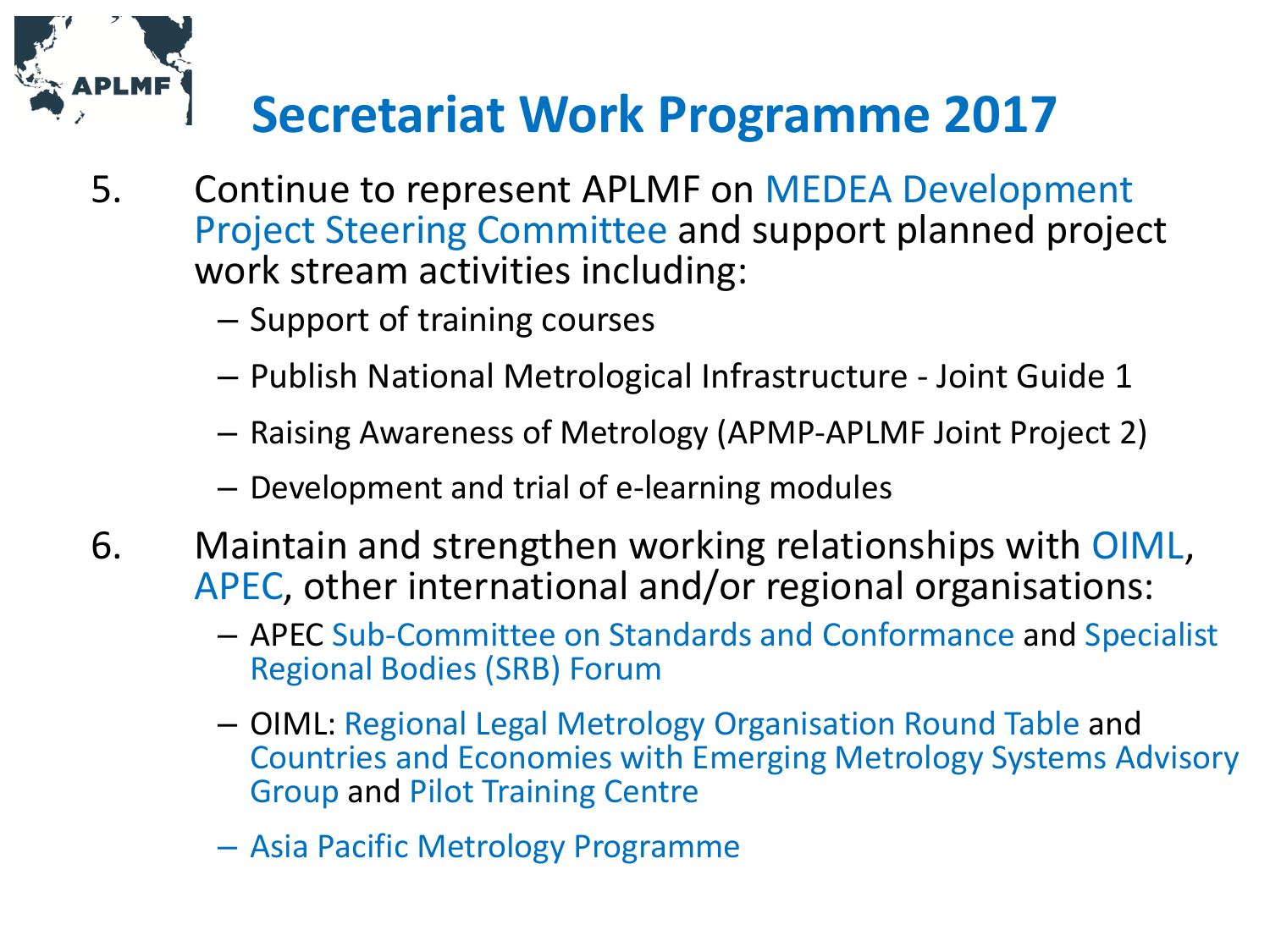# Secretariat Work Programme 2017

5. Continue to represent APLMF on MEDEA Development Project Steering Committee and support planned project work stream activities including:
   - Support of training courses
   - Publish National Metrological Infrastructure - Joint Guide 1
   - Raising Awareness of Metrology (APMP-APLMF Joint Project 2)
   - Development and trial of e-learning modules

6. Maintain and strengthen working relationships with OIML, APEC, other international and/or regional organisations:
   - APEC Sub-Committee on Standards and Conformance and Specialist Regional Bodies (SRB) Forum
   - OIML: Regional Legal Metrology Organisation Round Table and Countries and Economies with Emerging Metrology Systems Advisory Group and Pilot Training Centre
   - Asia Pacific Metrology Programme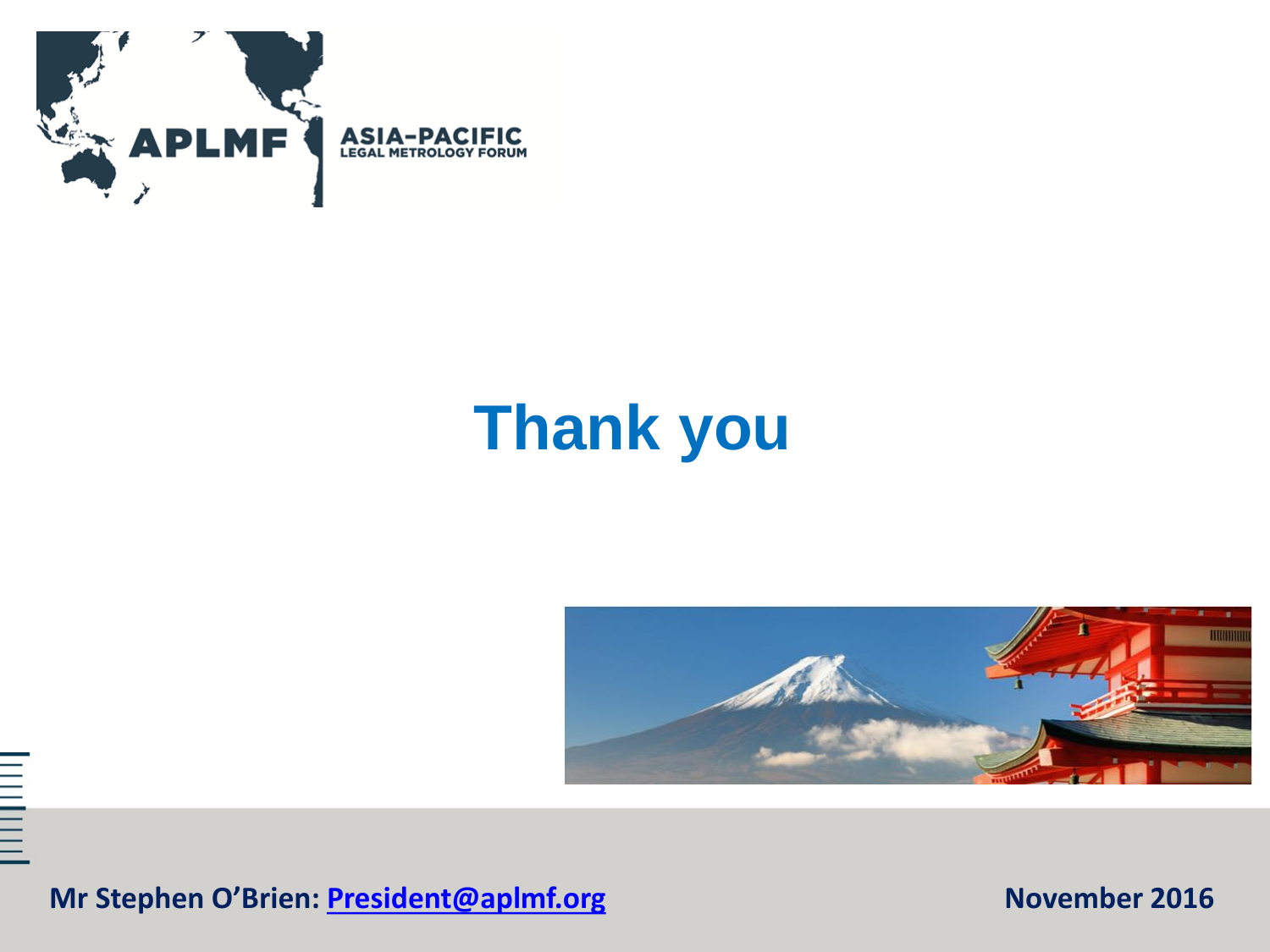# Thank you

Mr Stephen O'Brien: President@aplmf.org

November 2016